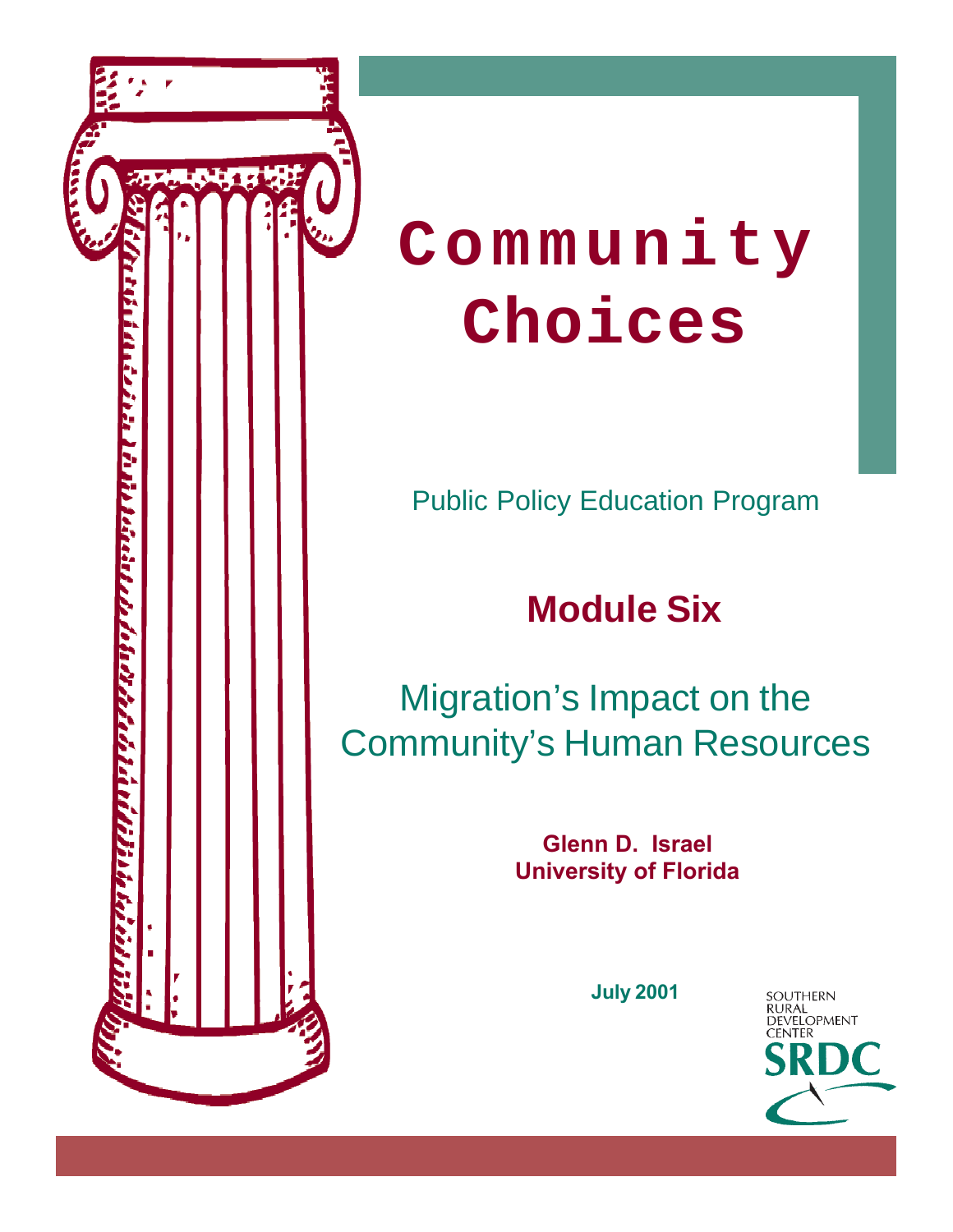# Community Choices

Public Policy Education Program

## Module Six

## Migration's Impact on the Community's Human Resources

**Glenn D. Israel**
**University of Florida**

**July 2001**

SOUTHERN RURAL DEVELOPMENT CENTER

SRDC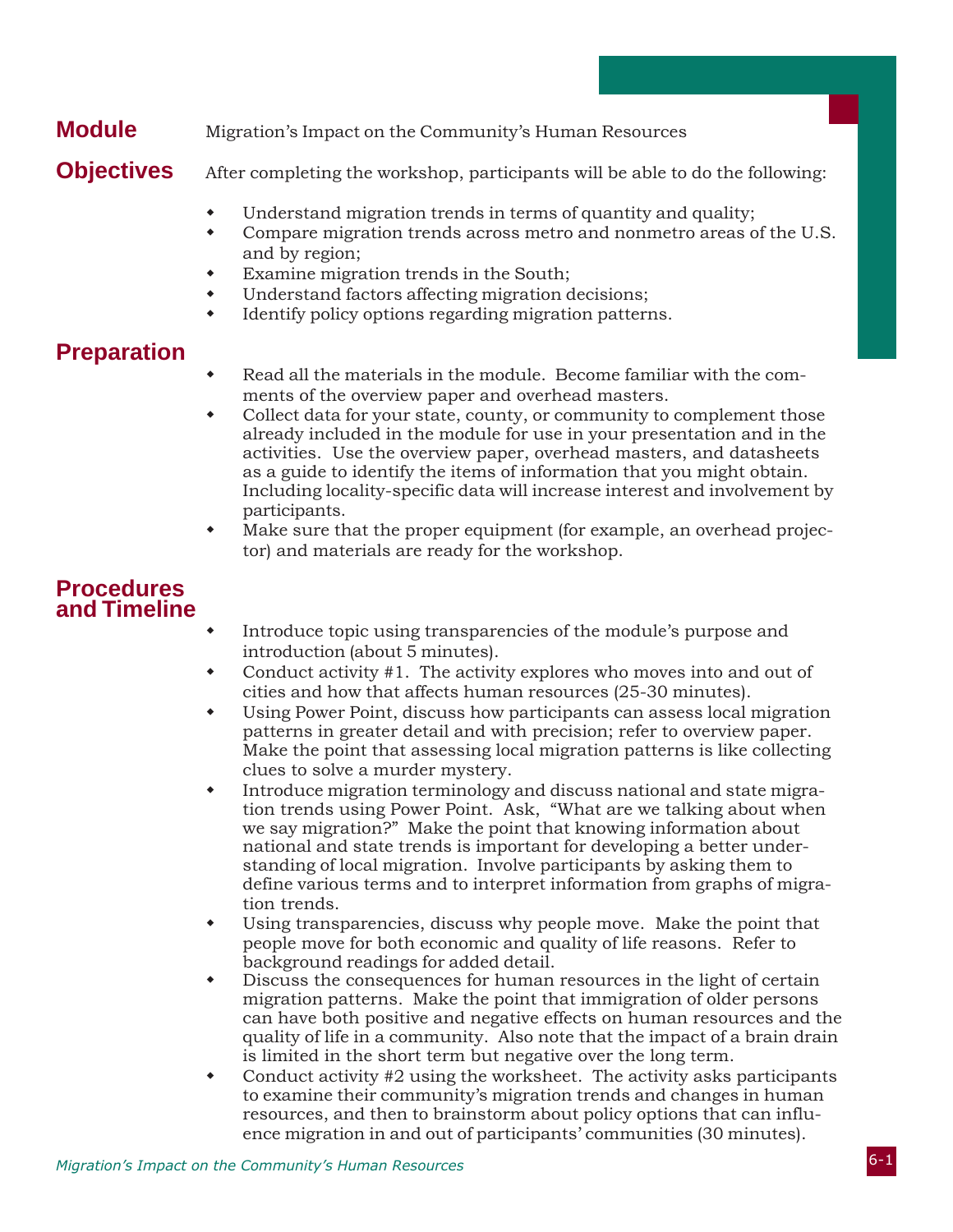## Module

Migration's Impact on the Community's Human Resources

## Objectives

After completing the workshop, participants will be able to do the following:

- Understand migration trends in terms of quantity and quality;
- Compare migration trends across metro and nonmetro areas of the U.S. and by region;
- Examine migration trends in the South;
- Understand factors affecting migration decisions;
- Identify policy options regarding migration patterns.

## Preparation

- Read all the materials in the module. Become familiar with the comments of the overview paper and overhead masters.
- Collect data for your state, county, or community to complement those already included in the module for use in your presentation and in the activities. Use the overview paper, overhead masters, and datasheets as a guide to identify the items of information that you might obtain. Including locality-specific data will increase interest and involvement by participants.
- Make sure that the proper equipment (for example, an overhead projector) and materials are ready for the workshop.

## Procedures and Timeline

- Introduce topic using transparencies of the module's purpose and introduction (about 5 minutes).
- Conduct activity #1. The activity explores who moves into and out of cities and how that affects human resources (25-30 minutes).
- Using Power Point, discuss how participants can assess local migration patterns in greater detail and with precision; refer to overview paper. Make the point that assessing local migration patterns is like collecting clues to solve a murder mystery.
- Introduce migration terminology and discuss national and state migration trends using Power Point. Ask, "What are we talking about when we say migration?" Make the point that knowing information about national and state trends is important for developing a better understanding of local migration. Involve participants by asking them to define various terms and to interpret information from graphs of migration trends.
- Using transparencies, discuss why people move. Make the point that people move for both economic and quality of life reasons. Refer to background readings for added detail.
- Discuss the consequences for human resources in the light of certain migration patterns. Make the point that immigration of older persons can have both positive and negative effects on human resources and the quality of life in a community. Also note that the impact of a brain drain is limited in the short term but negative over the long term.
- Conduct activity #2 using the worksheet. The activity asks participants to examine their community's migration trends and changes in human resources, and then to brainstorm about policy options that can influence migration in and out of participants' communities (30 minutes).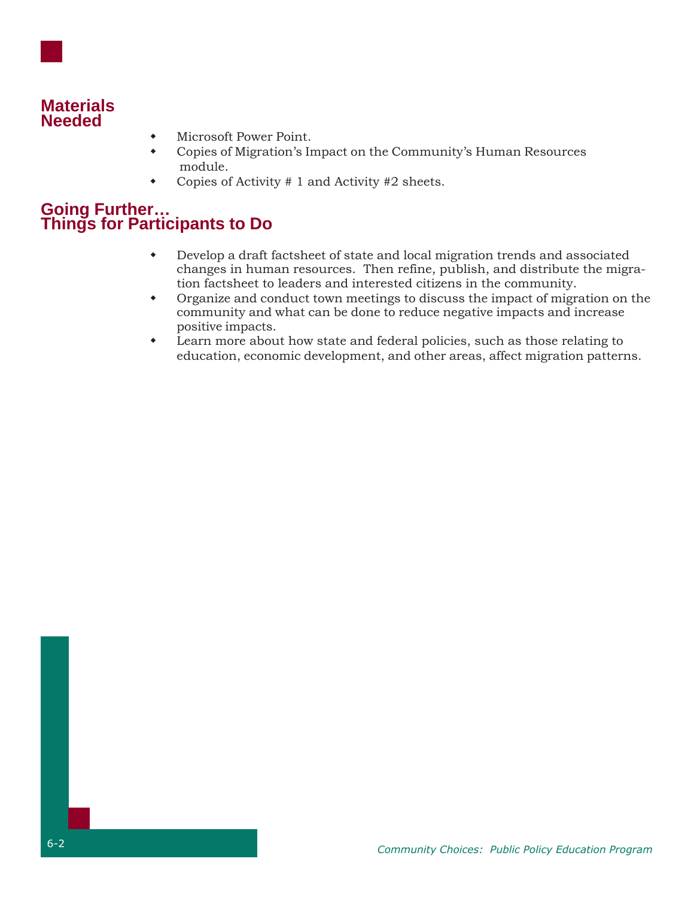## Materials Needed

- Microsoft Power Point.
- Copies of Migration's Impact on the Community's Human Resources module.
- Copies of Activity # 1 and Activity #2 sheets.

## Going Further… Things for Participants to Do

- Develop a draft factsheet of state and local migration trends and associated changes in human resources. Then refine, publish, and distribute the migration factsheet to leaders and interested citizens in the community.
- Organize and conduct town meetings to discuss the impact of migration on the community and what can be done to reduce negative impacts and increase positive impacts.
- Learn more about how state and federal policies, such as those relating to education, economic development, and other areas, affect migration patterns.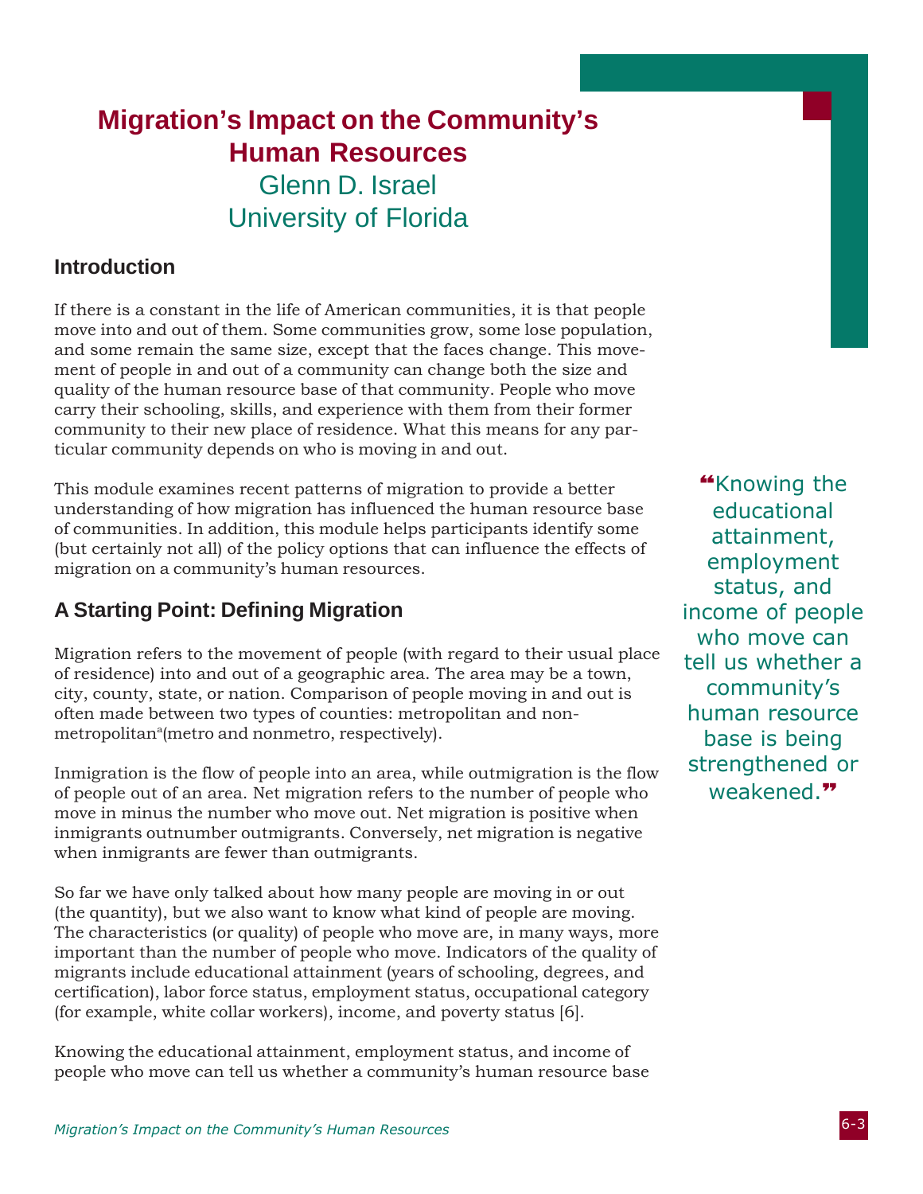# Migration's Impact on the Community's Human Resources

Glenn D. Israel

University of Florida

## Introduction

If there is a constant in the life of American communities, it is that people move into and out of them. Some communities grow, some lose population, and some remain the same size, except that the faces change. This movement of people in and out of a community can change both the size and quality of the human resource base of that community. People who move carry their schooling, skills, and experience with them from their former community to their new place of residence. What this means for any particular community depends on who is moving in and out.

This module examines recent patterns of migration to provide a better understanding of how migration has influenced the human resource base of communities. In addition, this module helps participants identify some (but certainly not all) of the policy options that can influence the effects of migration on a community's human resources.

> "Knowing the educational attainment, employment status, and income of people who move can tell us whether a community's human resource base is being strengthened or weakened."

## A Starting Point: Defining Migration

Migration refers to the movement of people (with regard to their usual place of residence) into and out of a geographic area. The area may be a town, city, county, state, or nation. Comparison of people moving in and out is often made between two types of counties: metropolitan and nonmetropolitan[a] (metro and nonmetro, respectively).

Inmigration is the flow of people into an area, while outmigration is the flow of people out of an area. Net migration refers to the number of people who move in minus the number who move out. Net migration is positive when inmigrants outnumber outmigrants. Conversely, net migration is negative when inmigrants are fewer than outmigrants.

So far we have only talked about how many people are moving in or out (the quantity), but we also want to know what kind of people are moving. The characteristics (or quality) of people who move are, in many ways, more important than the number of people who move. Indicators of the quality of migrants include educational attainment (years of schooling, degrees, and certification), labor force status, employment status, occupational category (for example, white collar workers), income, and poverty status [6].

Knowing the educational attainment, employment status, and income of people who move can tell us whether a community's human resource base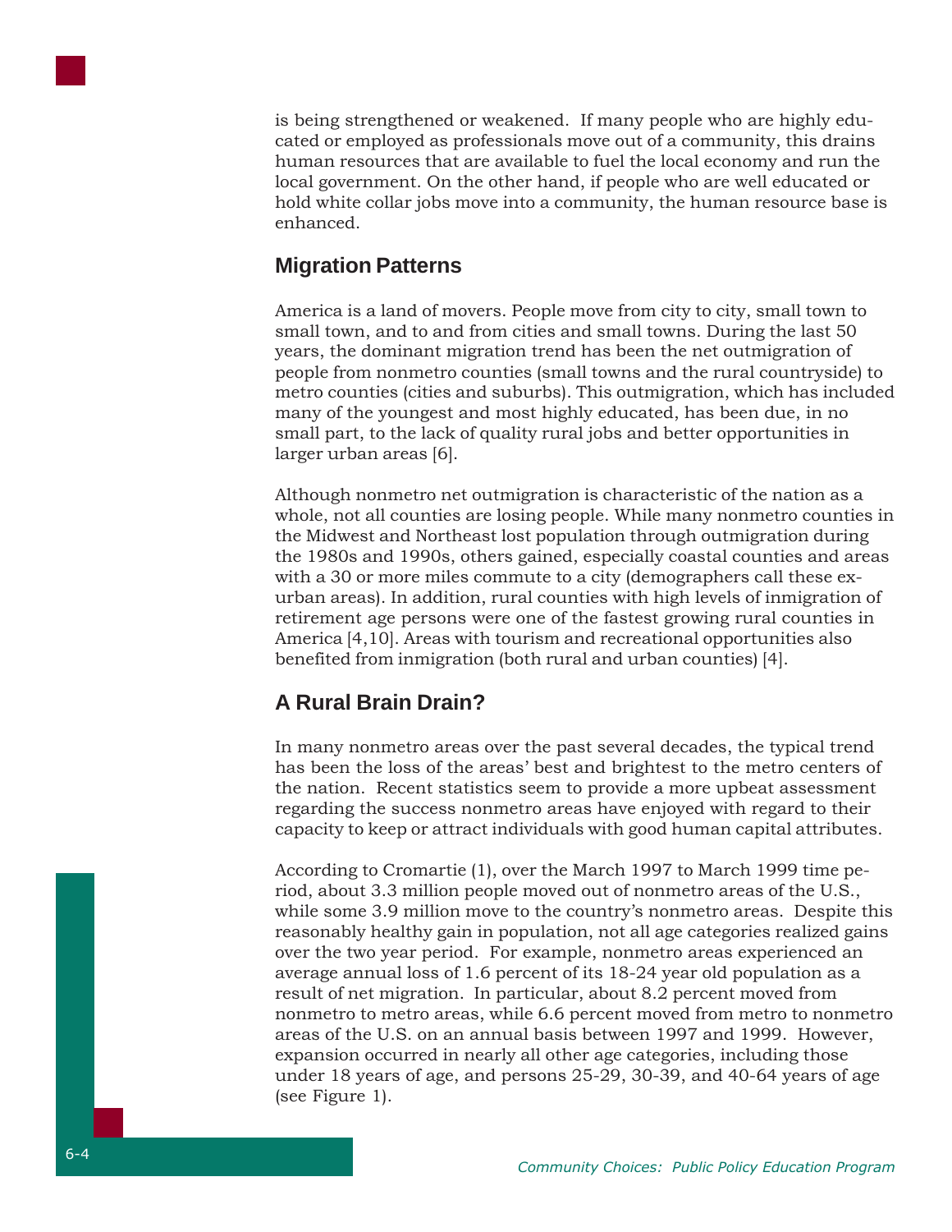is being strengthened or weakened. If many people who are highly educated or employed as professionals move out of a community, this drains human resources that are available to fuel the local economy and run the local government. On the other hand, if people who are well educated or hold white collar jobs move into a community, the human resource base is enhanced.

## Migration Patterns

America is a land of movers. People move from city to city, small town to small town, and to and from cities and small towns. During the last 50 years, the dominant migration trend has been the net outmigration of people from nonmetro counties (small towns and the rural countryside) to metro counties (cities and suburbs). This outmigration, which has included many of the youngest and most highly educated, has been due, in no small part, to the lack of quality rural jobs and better opportunities in larger urban areas [6].

Although nonmetro net outmigration is characteristic of the nation as a whole, not all counties are losing people. While many nonmetro counties in the Midwest and Northeast lost population through outmigration during the 1980s and 1990s, others gained, especially coastal counties and areas with a 30 or more miles commute to a city (demographers call these exurban areas). In addition, rural counties with high levels of inmigration of retirement age persons were one of the fastest growing rural counties in America [4,10]. Areas with tourism and recreational opportunities also benefited from inmigration (both rural and urban counties) [4].

## A Rural Brain Drain?

In many nonmetro areas over the past several decades, the typical trend has been the loss of the areas' best and brightest to the metro centers of the nation. Recent statistics seem to provide a more upbeat assessment regarding the success nonmetro areas have enjoyed with regard to their capacity to keep or attract individuals with good human capital attributes.

According to Cromartie (1), over the March 1997 to March 1999 time period, about 3.3 million people moved out of nonmetro areas of the U.S., while some 3.9 million move to the country's nonmetro areas. Despite this reasonably healthy gain in population, not all age categories realized gains over the two year period. For example, nonmetro areas experienced an average annual loss of 1.6 percent of its 18-24 year old population as a result of net migration. In particular, about 8.2 percent moved from nonmetro to metro areas, while 6.6 percent moved from metro to nonmetro areas of the U.S. on an annual basis between 1997 and 1999. However, expansion occurred in nearly all other age categories, including those under 18 years of age, and persons 25-29, 30-39, and 40-64 years of age (see Figure 1).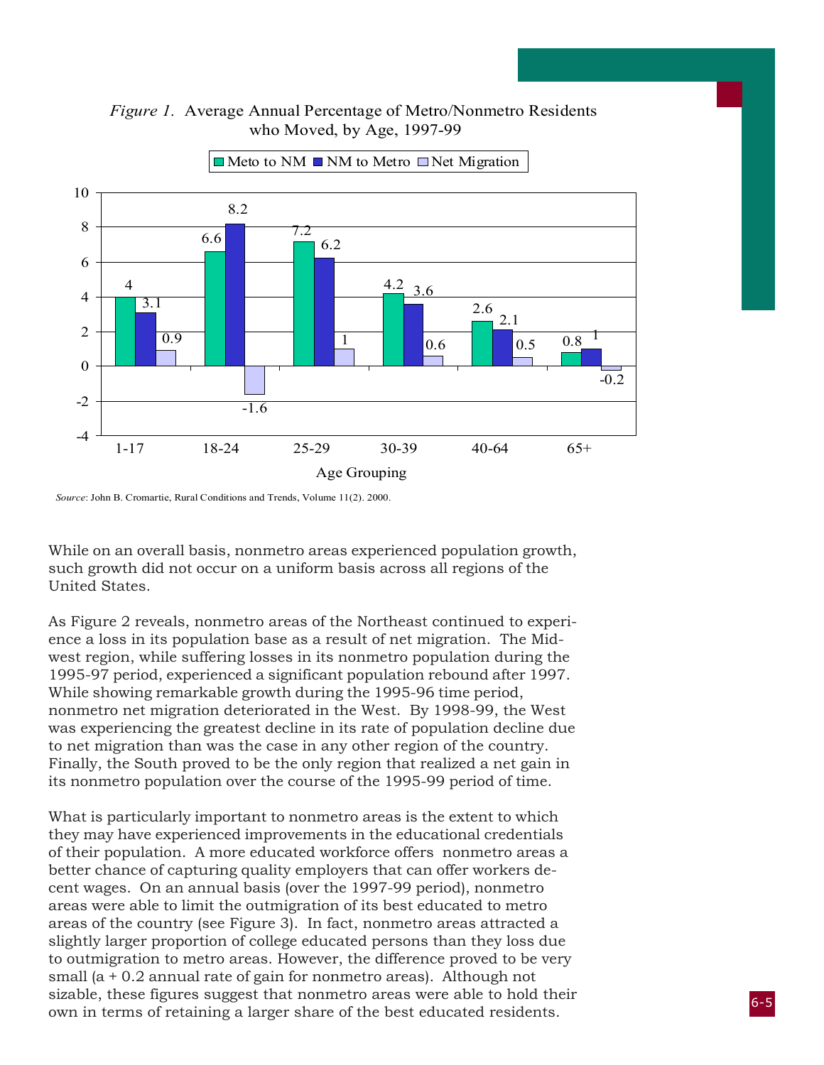*Figure 1.* Average Annual Percentage of Metro/Nonmetro Residents who Moved, by Age, 1997-99

| Age Grouping | Meto to NM | NM to Metro | Net Migration |
| --- | --- | --- | --- |
| 1-17 | 4 | 3.1 | 0.9 |
| 18-24 | 6.6 | 8.2 | -1.6 |
| 25-29 | 7.2 | 6.2 | 1 |
| 30-39 | 4.2 | 3.6 | 0.6 |
| 40-64 | 2.6 | 2.1 | 0.5 |
| 65+ | 0.8 | 1 | -0.2 |

*Source*: John B. Cromartie, Rural Conditions and Trends, Volume 11(2). 2000.

While on an overall basis, nonmetro areas experienced population growth, such growth did not occur on a uniform basis across all regions of the United States.

As Figure 2 reveals, nonmetro areas of the Northeast continued to experience a loss in its population base as a result of net migration. The Midwest region, while suffering losses in its nonmetro population during the 1995-97 period, experienced a significant population rebound after 1997. While showing remarkable growth during the 1995-96 time period, nonmetro net migration deteriorated in the West. By 1998-99, the West was experiencing the greatest decline in its rate of population decline due to net migration than was the case in any other region of the country. Finally, the South proved to be the only region that realized a net gain in its nonmetro population over the course of the 1995-99 period of time.

What is particularly important to nonmetro areas is the extent to which they may have experienced improvements in the educational credentials of their population. A more educated workforce offers nonmetro areas a better chance of capturing quality employers that can offer workers decent wages. On an annual basis (over the 1997-99 period), nonmetro areas were able to limit the outmigration of its best educated to metro areas of the country (see Figure 3). In fact, nonmetro areas attracted a slightly larger proportion of college educated persons than they loss due to outmigration to metro areas. However, the difference proved to be very small (a + 0.2 annual rate of gain for nonmetro areas). Although not sizable, these figures suggest that nonmetro areas were able to hold their own in terms of retaining a larger share of the best educated residents.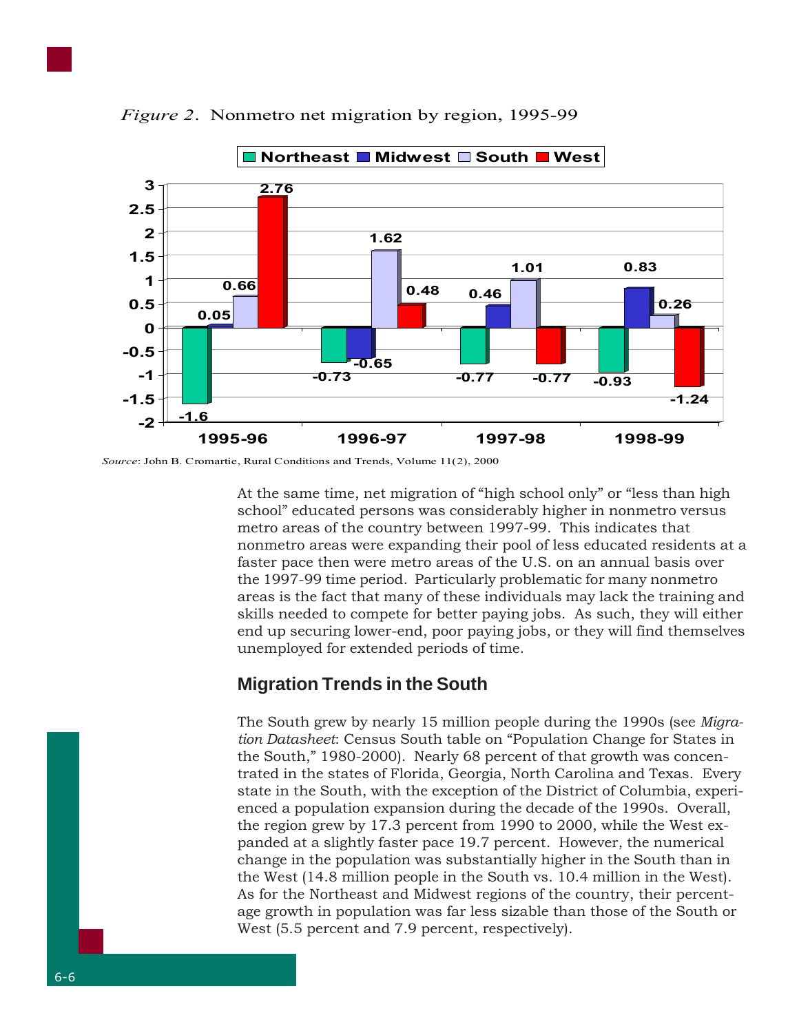*Figure 2*. Nonmetro net migration by region, 1995-99

| | Northeast | Midwest | South | West |
|---|---|---|---|---|
| 1995-96 | -1.6 | 0.05 | 0.66 | 2.76 |
| 1996-97 | -0.73 | -0.65 | 1.62 | 0.48 |
| 1997-98 | -0.77 | 0.46 | 1.01 | -0.77 |
| 1998-99 | -0.93 | 0.83 | 0.26 | -1.24 |

*Source*: John B. Cromartie, Rural Conditions and Trends, Volume 11(2), 2000

At the same time, net migration of "high school only" or "less than high school" educated persons was considerably higher in nonmetro versus metro areas of the country between 1997-99. This indicates that nonmetro areas were expanding their pool of less educated residents at a faster pace then were metro areas of the U.S. on an annual basis over the 1997-99 time period. Particularly problematic for many nonmetro areas is the fact that many of these individuals may lack the training and skills needed to compete for better paying jobs. As such, they will either end up securing lower-end, poor paying jobs, or they will find themselves unemployed for extended periods of time.

## Migration Trends in the South

The South grew by nearly 15 million people during the 1990s (see *Migration Datasheet*: Census South table on "Population Change for States in the South," 1980-2000). Nearly 68 percent of that growth was concentrated in the states of Florida, Georgia, North Carolina and Texas. Every state in the South, with the exception of the District of Columbia, experienced a population expansion during the decade of the 1990s. Overall, the region grew by 17.3 percent from 1990 to 2000, while the West expanded at a slightly faster pace 19.7 percent. However, the numerical change in the population was substantially higher in the South than in the West (14.8 million people in the South vs. 10.4 million in the West). As for the Northeast and Midwest regions of the country, their percentage growth in population was far less sizable than those of the South or West (5.5 percent and 7.9 percent, respectively).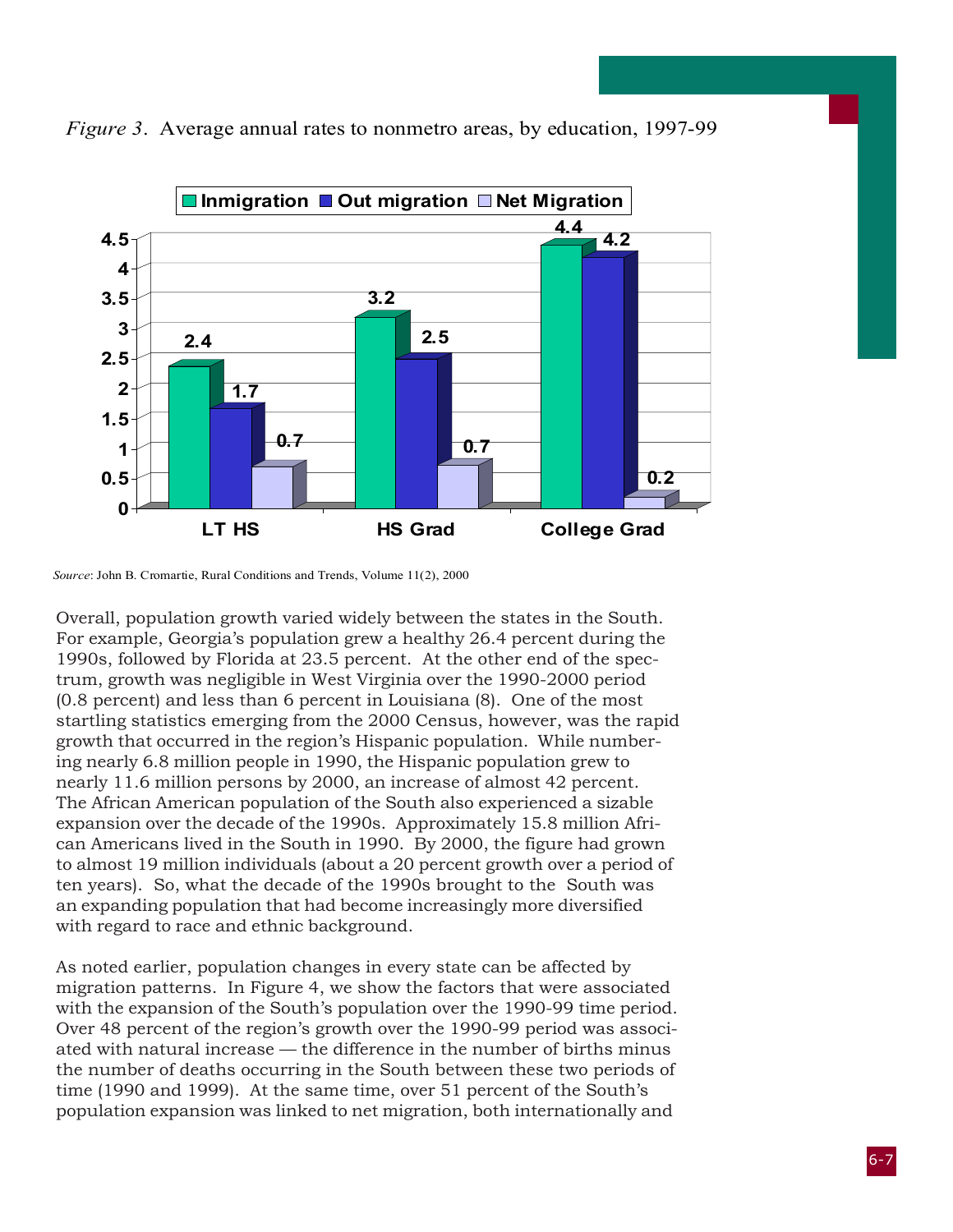*Figure 3*. Average annual rates to nonmetro areas, by education, 1997-99

| | Inmigration | Out migration | Net Migration |
|---|---|---|---|
| LT HS | 2.4 | 1.7 | 0.7 |
| HS Grad | 3.2 | 2.5 | 0.7 |
| College Grad | 4.4 | 4.2 | 0.2 |

*Source*: John B. Cromartie, Rural Conditions and Trends, Volume 11(2), 2000

Overall, population growth varied widely between the states in the South. For example, Georgia's population grew a healthy 26.4 percent during the 1990s, followed by Florida at 23.5 percent. At the other end of the spectrum, growth was negligible in West Virginia over the 1990-2000 period (0.8 percent) and less than 6 percent in Louisiana (8). One of the most startling statistics emerging from the 2000 Census, however, was the rapid growth that occurred in the region's Hispanic population. While numbering nearly 6.8 million people in 1990, the Hispanic population grew to nearly 11.6 million persons by 2000, an increase of almost 42 percent. The African American population of the South also experienced a sizable expansion over the decade of the 1990s. Approximately 15.8 million African Americans lived in the South in 1990. By 2000, the figure had grown to almost 19 million individuals (about a 20 percent growth over a period of ten years). So, what the decade of the 1990s brought to the South was an expanding population that had become increasingly more diversified with regard to race and ethnic background.

As noted earlier, population changes in every state can be affected by migration patterns. In Figure 4, we show the factors that were associated with the expansion of the South's population over the 1990-99 time period. Over 48 percent of the region's growth over the 1990-99 period was associated with natural increase — the difference in the number of births minus the number of deaths occurring in the South between these two periods of time (1990 and 1999). At the same time, over 51 percent of the South's population expansion was linked to net migration, both internationally and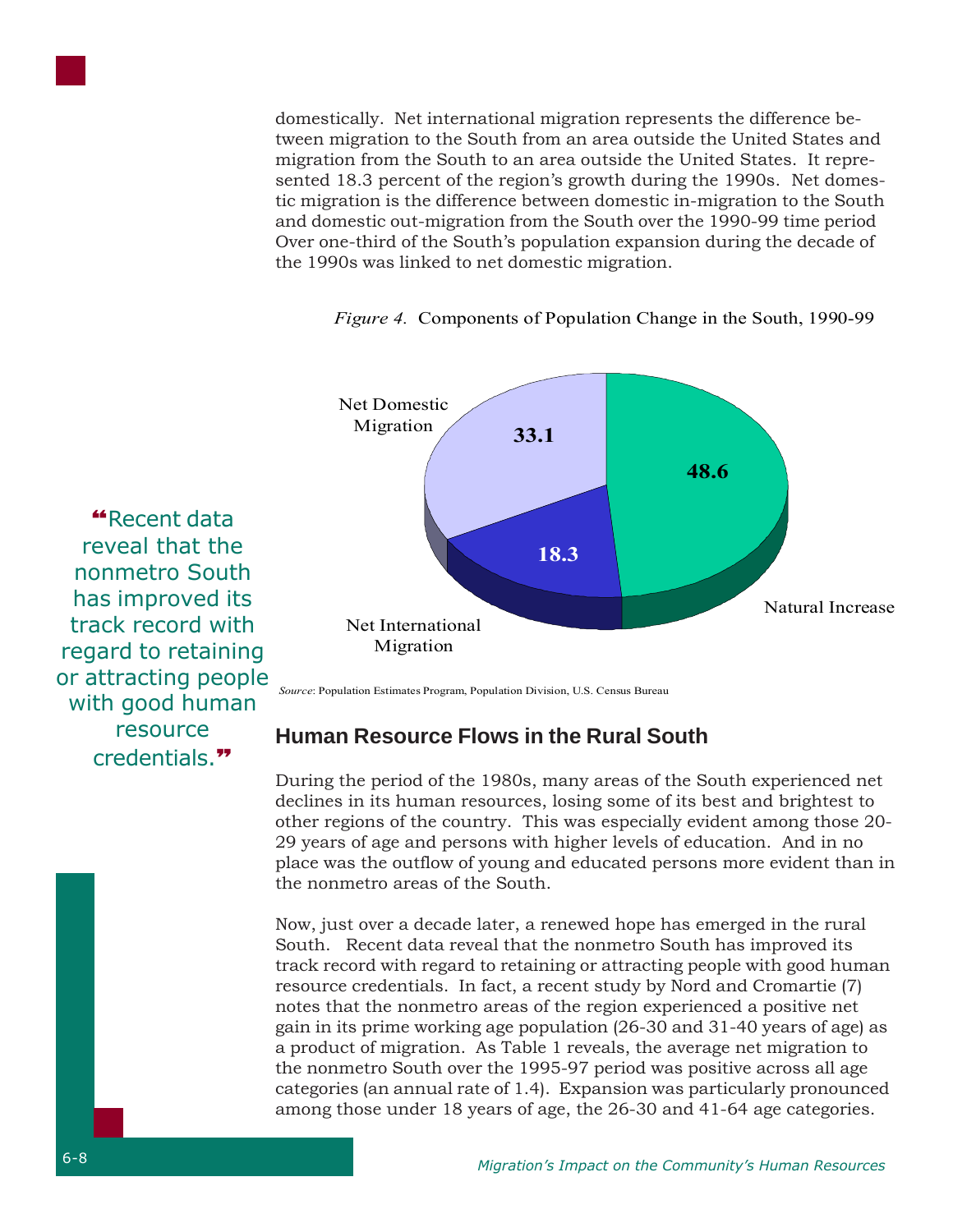domestically. Net international migration represents the difference between migration to the South from an area outside the United States and migration from the South to an area outside the United States. It represented 18.3 percent of the region's growth during the 1990s. Net domestic migration is the difference between domestic in-migration to the South and domestic out-migration from the South over the 1990-99 time period Over one-third of the South's population expansion during the decade of the 1990s was linked to net domestic migration.

*Figure 4.* Components of Population Change in the South, 1990-99

| Component | Percent |
|---|---|
| Natural Increase | 48.6 |
| Net Domestic Migration | 33.1 |
| Net International Migration | 18.3 |

*Source*: Population Estimates Program, Population Division, U.S. Census Bureau

> "Recent data reveal that the nonmetro South has improved its track record with regard to retaining or attracting people with good human resource credentials."

## Human Resource Flows in the Rural South

During the period of the 1980s, many areas of the South experienced net declines in its human resources, losing some of its best and brightest to other regions of the country. This was especially evident among those 20-29 years of age and persons with higher levels of education. And in no place was the outflow of young and educated persons more evident than in the nonmetro areas of the South.

Now, just over a decade later, a renewed hope has emerged in the rural South. Recent data reveal that the nonmetro South has improved its track record with regard to retaining or attracting people with good human resource credentials. In fact, a recent study by Nord and Cromartie (7) notes that the nonmetro areas of the region experienced a positive net gain in its prime working age population (26-30 and 31-40 years of age) as a product of migration. As Table 1 reveals, the average net migration to the nonmetro South over the 1995-97 period was positive across all age categories (an annual rate of 1.4). Expansion was particularly pronounced among those under 18 years of age, the 26-30 and 41-64 age categories.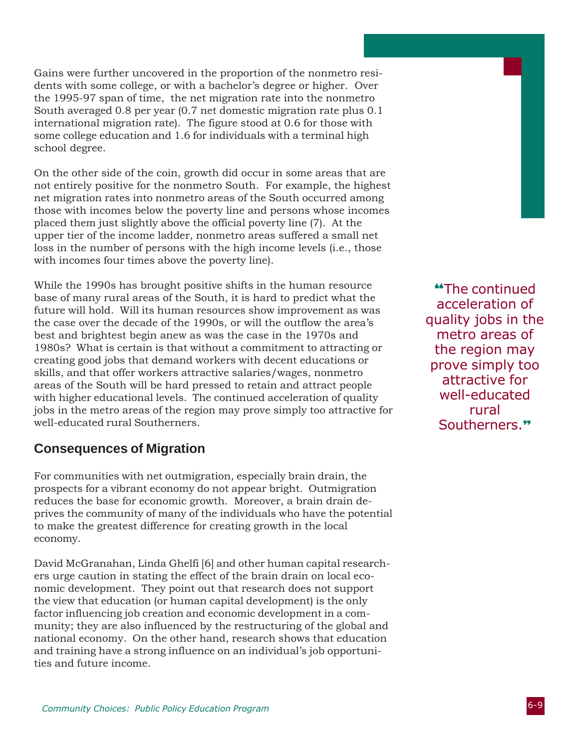Gains were further uncovered in the proportion of the nonmetro residents with some college, or with a bachelor's degree or higher. Over the 1995-97 span of time, the net migration rate into the nonmetro South averaged 0.8 per year (0.7 net domestic migration rate plus 0.1 international migration rate). The figure stood at 0.6 for those with some college education and 1.6 for individuals with a terminal high school degree.

On the other side of the coin, growth did occur in some areas that are not entirely positive for the nonmetro South. For example, the highest net migration rates into nonmetro areas of the South occurred among those with incomes below the poverty line and persons whose incomes placed them just slightly above the official poverty line (7). At the upper tier of the income ladder, nonmetro areas suffered a small net loss in the number of persons with the high income levels (i.e., those with incomes four times above the poverty line).

While the 1990s has brought positive shifts in the human resource base of many rural areas of the South, it is hard to predict what the future will hold. Will its human resources show improvement as was the case over the decade of the 1990s, or will the outflow the area's best and brightest begin anew as was the case in the 1970s and 1980s? What is certain is that without a commitment to attracting or creating good jobs that demand workers with decent educations or skills, and that offer workers attractive salaries/wages, nonmetro areas of the South will be hard pressed to retain and attract people with higher educational levels. The continued acceleration of quality jobs in the metro areas of the region may prove simply too attractive for well-educated rural Southerners.

> "The continued acceleration of quality jobs in the metro areas of the region may prove simply too attractive for well-educated rural Southerners."

## Consequences of Migration

For communities with net outmigration, especially brain drain, the prospects for a vibrant economy do not appear bright. Outmigration reduces the base for economic growth. Moreover, a brain drain deprives the community of many of the individuals who have the potential to make the greatest difference for creating growth in the local economy.

David McGranahan, Linda Ghelfi [6] and other human capital researchers urge caution in stating the effect of the brain drain on local economic development. They point out that research does not support the view that education (or human capital development) is the only factor influencing job creation and economic development in a community; they are also influenced by the restructuring of the global and national economy. On the other hand, research shows that education and training have a strong influence on an individual's job opportunities and future income.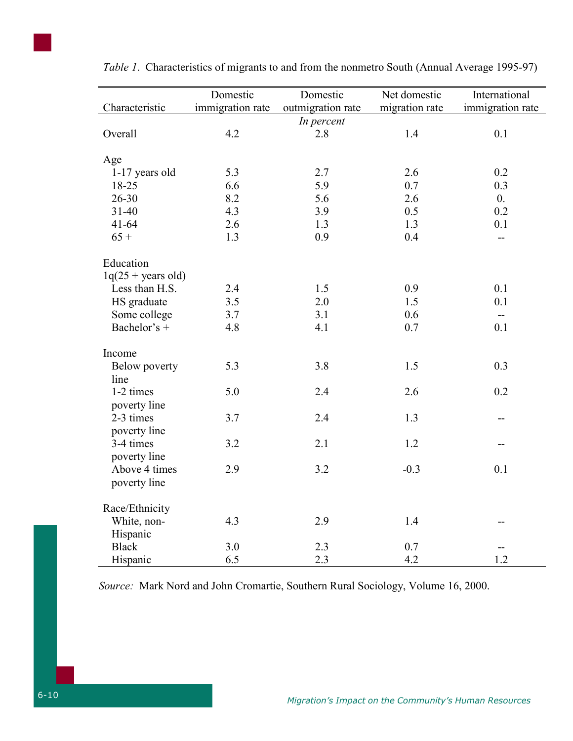*Table 1*. Characteristics of migrants to and from the nonmetro South (Annual Average 1995-97)

| Characteristic | Domestic immigration rate | Domestic outmigration rate | Net domestic migration rate | International immigration rate |
|---|---|---|---|---|
| | | *In percent* | | |
| Overall | 4.2 | 2.8 | 1.4 | 0.1 |
| **Age** | | | | |
| 1-17 years old | 5.3 | 2.7 | 2.6 | 0.2 |
| 18-25 | 6.6 | 5.9 | 0.7 | 0.3 |
| 26-30 | 8.2 | 5.6 | 2.6 | 0. |
| 31-40 | 4.3 | 3.9 | 0.5 | 0.2 |
| 41-64 | 2.6 | 1.3 | 1.3 | 0.1 |
| 65 + | 1.3 | 0.9 | 0.4 | -- |
| **Education 1q(25 + years old)** | | | | |
| Less than H.S. | 2.4 | 1.5 | 0.9 | 0.1 |
| HS graduate | 3.5 | 2.0 | 1.5 | 0.1 |
| Some college | 3.7 | 3.1 | 0.6 | -- |
| Bachelor's + | 4.8 | 4.1 | 0.7 | 0.1 |
| **Income** | | | | |
| Below poverty line | 5.3 | 3.8 | 1.5 | 0.3 |
| 1-2 times poverty line | 5.0 | 2.4 | 2.6 | 0.2 |
| 2-3 times poverty line | 3.7 | 2.4 | 1.3 | -- |
| 3-4 times poverty line | 3.2 | 2.1 | 1.2 | -- |
| Above 4 times poverty line | 2.9 | 3.2 | -0.3 | 0.1 |
| **Race/Ethnicity** | | | | |
| White, non-Hispanic | 4.3 | 2.9 | 1.4 | -- |
| Black | 3.0 | 2.3 | 0.7 | -- |
| Hispanic | 6.5 | 2.3 | 4.2 | 1.2 |

*Source:* Mark Nord and John Cromartie, Southern Rural Sociology, Volume 16, 2000.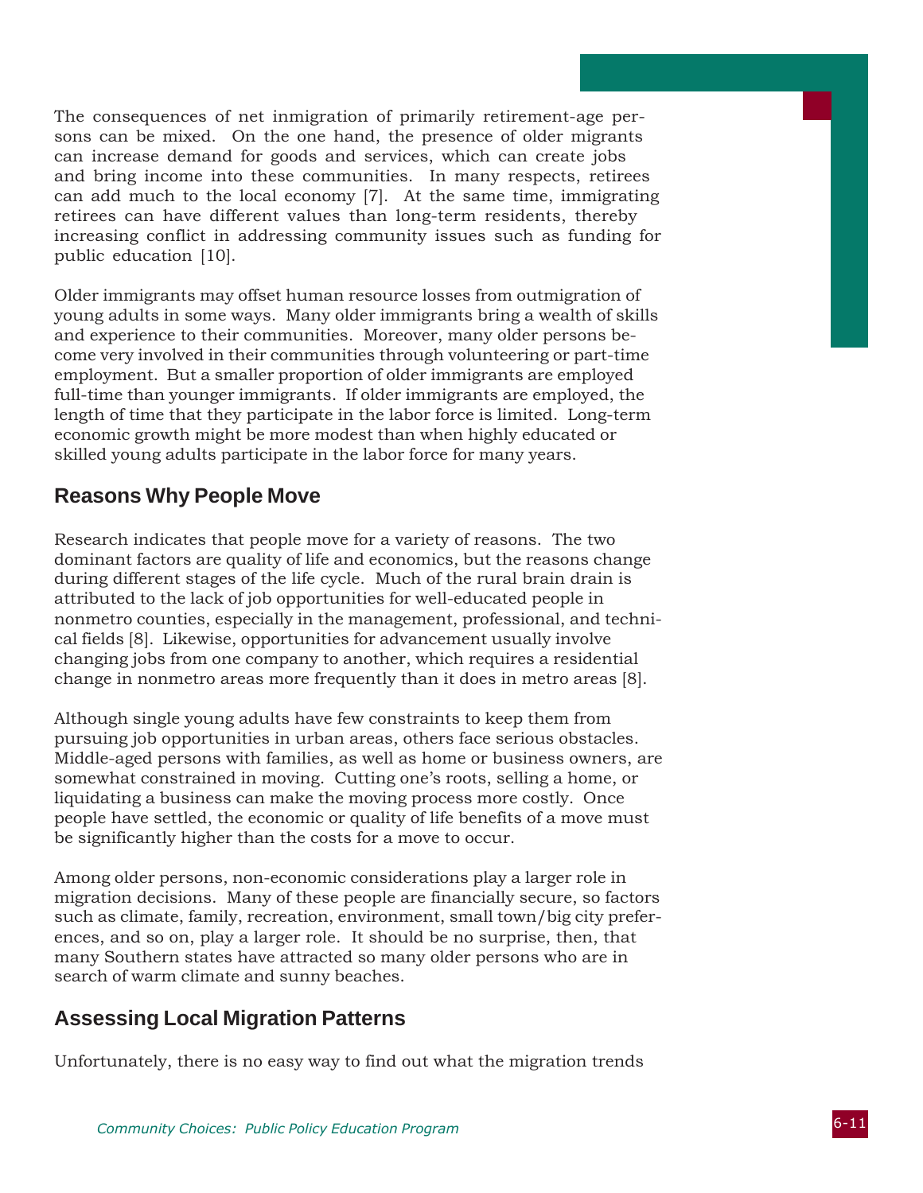The consequences of net inmigration of primarily retirement-age persons can be mixed. On the one hand, the presence of older migrants can increase demand for goods and services, which can create jobs and bring income into these communities. In many respects, retirees can add much to the local economy [7]. At the same time, immigrating retirees can have different values than long-term residents, thereby increasing conflict in addressing community issues such as funding for public education [10].

Older immigrants may offset human resource losses from outmigration of young adults in some ways. Many older immigrants bring a wealth of skills and experience to their communities. Moreover, many older persons become very involved in their communities through volunteering or part-time employment. But a smaller proportion of older immigrants are employed full-time than younger immigrants. If older immigrants are employed, the length of time that they participate in the labor force is limited. Long-term economic growth might be more modest than when highly educated or skilled young adults participate in the labor force for many years.

## Reasons Why People Move

Research indicates that people move for a variety of reasons. The two dominant factors are quality of life and economics, but the reasons change during different stages of the life cycle. Much of the rural brain drain is attributed to the lack of job opportunities for well-educated people in nonmetro counties, especially in the management, professional, and technical fields [8]. Likewise, opportunities for advancement usually involve changing jobs from one company to another, which requires a residential change in nonmetro areas more frequently than it does in metro areas [8].

Although single young adults have few constraints to keep them from pursuing job opportunities in urban areas, others face serious obstacles. Middle-aged persons with families, as well as home or business owners, are somewhat constrained in moving. Cutting one's roots, selling a home, or liquidating a business can make the moving process more costly. Once people have settled, the economic or quality of life benefits of a move must be significantly higher than the costs for a move to occur.

Among older persons, non-economic considerations play a larger role in migration decisions. Many of these people are financially secure, so factors such as climate, family, recreation, environment, small town/big city preferences, and so on, play a larger role. It should be no surprise, then, that many Southern states have attracted so many older persons who are in search of warm climate and sunny beaches.

## Assessing Local Migration Patterns

Unfortunately, there is no easy way to find out what the migration trends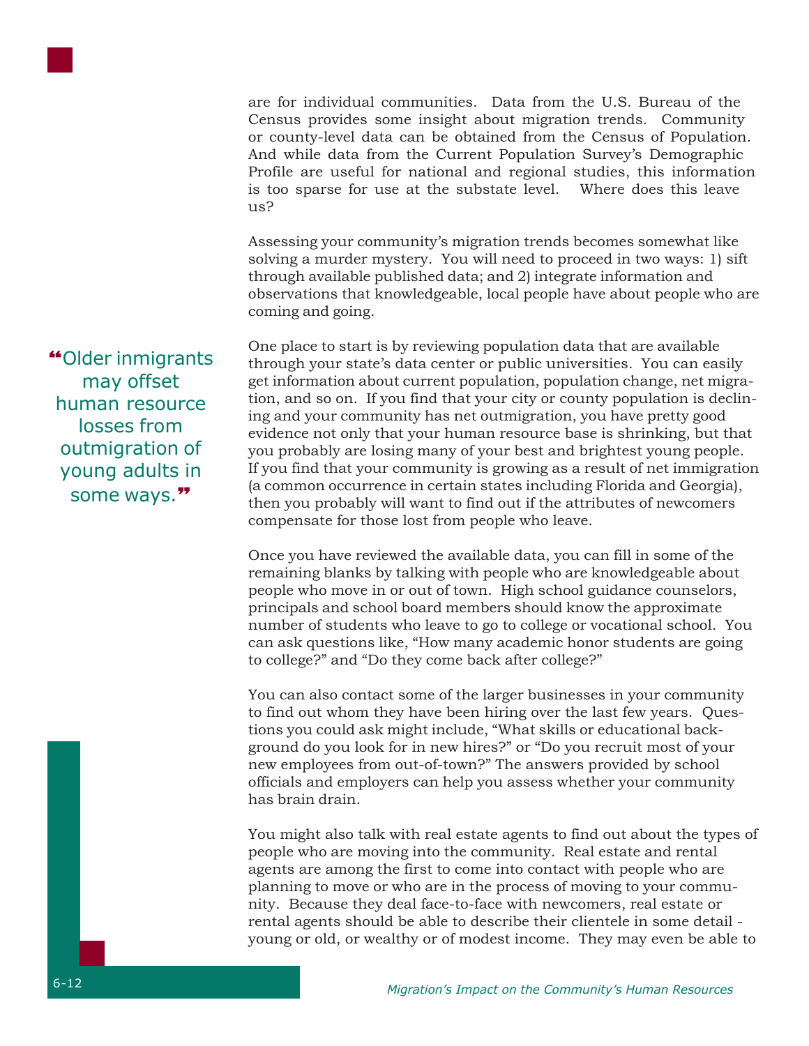are for individual communities. Data from the U.S. Bureau of the Census provides some insight about migration trends. Community or county-level data can be obtained from the Census of Population. And while data from the Current Population Survey's Demographic Profile are useful for national and regional studies, this information is too sparse for use at the substate level. Where does this leave us?

Assessing your community's migration trends becomes somewhat like solving a murder mystery. You will need to proceed in two ways: 1) sift through available published data; and 2) integrate information and observations that knowledgeable, local people have about people who are coming and going.

> "Older inmigrants may offset human resource losses from outmigration of young adults in some ways."

One place to start is by reviewing population data that are available through your state's data center or public universities. You can easily get information about current population, population change, net migration, and so on. If you find that your city or county population is declining and your community has net outmigration, you have pretty good evidence not only that your human resource base is shrinking, but that you probably are losing many of your best and brightest young people. If you find that your community is growing as a result of net immigration (a common occurrence in certain states including Florida and Georgia), then you probably will want to find out if the attributes of newcomers compensate for those lost from people who leave.

Once you have reviewed the available data, you can fill in some of the remaining blanks by talking with people who are knowledgeable about people who move in or out of town. High school guidance counselors, principals and school board members should know the approximate number of students who leave to go to college or vocational school. You can ask questions like, "How many academic honor students are going to college?" and "Do they come back after college?"

You can also contact some of the larger businesses in your community to find out whom they have been hiring over the last few years. Questions you could ask might include, "What skills or educational background do you look for in new hires?" or "Do you recruit most of your new employees from out-of-town?" The answers provided by school officials and employers can help you assess whether your community has brain drain.

You might also talk with real estate agents to find out about the types of people who are moving into the community. Real estate and rental agents are among the first to come into contact with people who are planning to move or who are in the process of moving to your community. Because they deal face-to-face with newcomers, real estate or rental agents should be able to describe their clientele in some detail - young or old, or wealthy or of modest income. They may even be able to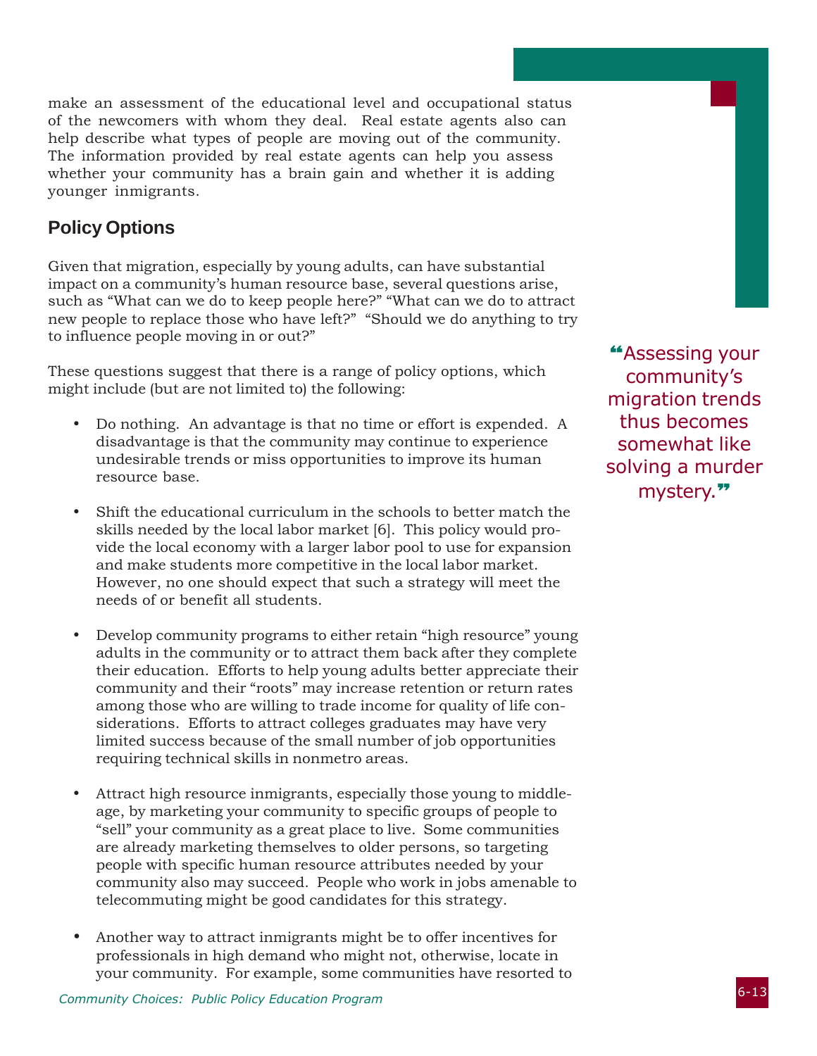make an assessment of the educational level and occupational status of the newcomers with whom they deal. Real estate agents also can help describe what types of people are moving out of the community. The information provided by real estate agents can help you assess whether your community has a brain gain and whether it is adding younger inmigrants.

## Policy Options

Given that migration, especially by young adults, can have substantial impact on a community's human resource base, several questions arise, such as "What can we do to keep people here?" "What can we do to attract new people to replace those who have left?" "Should we do anything to try to influence people moving in or out?"

These questions suggest that there is a range of policy options, which might include (but are not limited to) the following:

- Do nothing. An advantage is that no time or effort is expended. A disadvantage is that the community may continue to experience undesirable trends or miss opportunities to improve its human resource base.

- Shift the educational curriculum in the schools to better match the skills needed by the local labor market [6]. This policy would provide the local economy with a larger labor pool to use for expansion and make students more competitive in the local labor market. However, no one should expect that such a strategy will meet the needs of or benefit all students.

- Develop community programs to either retain "high resource" young adults in the community or to attract them back after they complete their education. Efforts to help young adults better appreciate their community and their "roots" may increase retention or return rates among those who are willing to trade income for quality of life considerations. Efforts to attract colleges graduates may have very limited success because of the small number of job opportunities requiring technical skills in nonmetro areas.

- Attract high resource inmigrants, especially those young to middle-age, by marketing your community to specific groups of people to "sell" your community as a great place to live. Some communities are already marketing themselves to older persons, so targeting people with specific human resource attributes needed by your community also may succeed. People who work in jobs amenable to telecommuting might be good candidates for this strategy.

- Another way to attract inmigrants might be to offer incentives for professionals in high demand who might not, otherwise, locate in your community. For example, some communities have resorted to

> "Assessing your community's migration trends thus becomes somewhat like solving a murder mystery."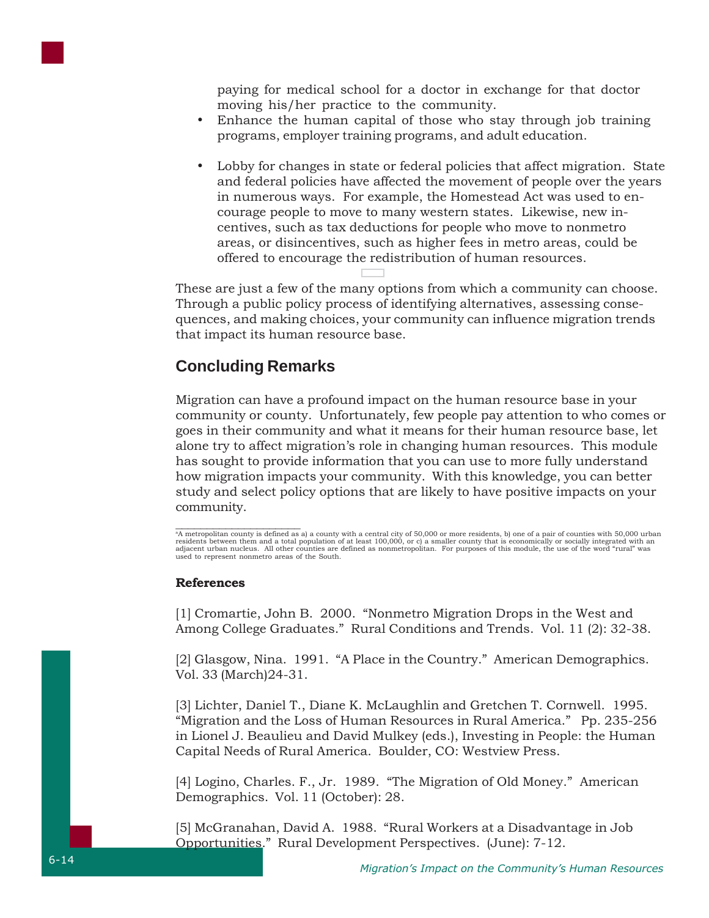paying for medical school for a doctor in exchange for that doctor moving his/her practice to the community.

- Enhance the human capital of those who stay through job training programs, employer training programs, and adult education.
- Lobby for changes in state or federal policies that affect migration. State and federal policies have affected the movement of people over the years in numerous ways. For example, the Homestead Act was used to encourage people to move to many western states. Likewise, new incentives, such as tax deductions for people who move to nonmetro areas, or disincentives, such as higher fees in metro areas, could be offered to encourage the redistribution of human resources.

These are just a few of the many options from which a community can choose. Through a public policy process of identifying alternatives, assessing consequences, and making choices, your community can influence migration trends that impact its human resource base.

## Concluding Remarks

Migration can have a profound impact on the human resource base in your community or county. Unfortunately, few people pay attention to who comes or goes in their community and what it means for their human resource base, let alone try to affect migration's role in changing human resources. This module has sought to provide information that you can use to more fully understand how migration impacts your community. With this knowledge, you can better study and select policy options that are likely to have positive impacts on your community.

---

[a] A metropolitan county is defined as a) a county with a central city of 50,000 or more residents, b) one of a pair of counties with 50,000 urban residents between them and a total population of at least 100,000, or c) a smaller county that is economically or socially integrated with an adjacent urban nucleus. All other counties are defined as nonmetropolitan. For purposes of this module, the use of the word "rural" was used to represent nonmetro areas of the South.

**References**

[1] Cromartie, John B. 2000. "Nonmetro Migration Drops in the West and Among College Graduates." Rural Conditions and Trends. Vol. 11 (2): 32-38.

[2] Glasgow, Nina. 1991. "A Place in the Country." American Demographics. Vol. 33 (March)24-31.

[3] Lichter, Daniel T., Diane K. McLaughlin and Gretchen T. Cornwell. 1995. "Migration and the Loss of Human Resources in Rural America." Pp. 235-256 in Lionel J. Beaulieu and David Mulkey (eds.), Investing in People: the Human Capital Needs of Rural America. Boulder, CO: Westview Press.

[4] Logino, Charles. F., Jr. 1989. "The Migration of Old Money." American Demographics. Vol. 11 (October): 28.

[5] McGranahan, David A. 1988. "Rural Workers at a Disadvantage in Job Opportunities." Rural Development Perspectives. (June): 7-12.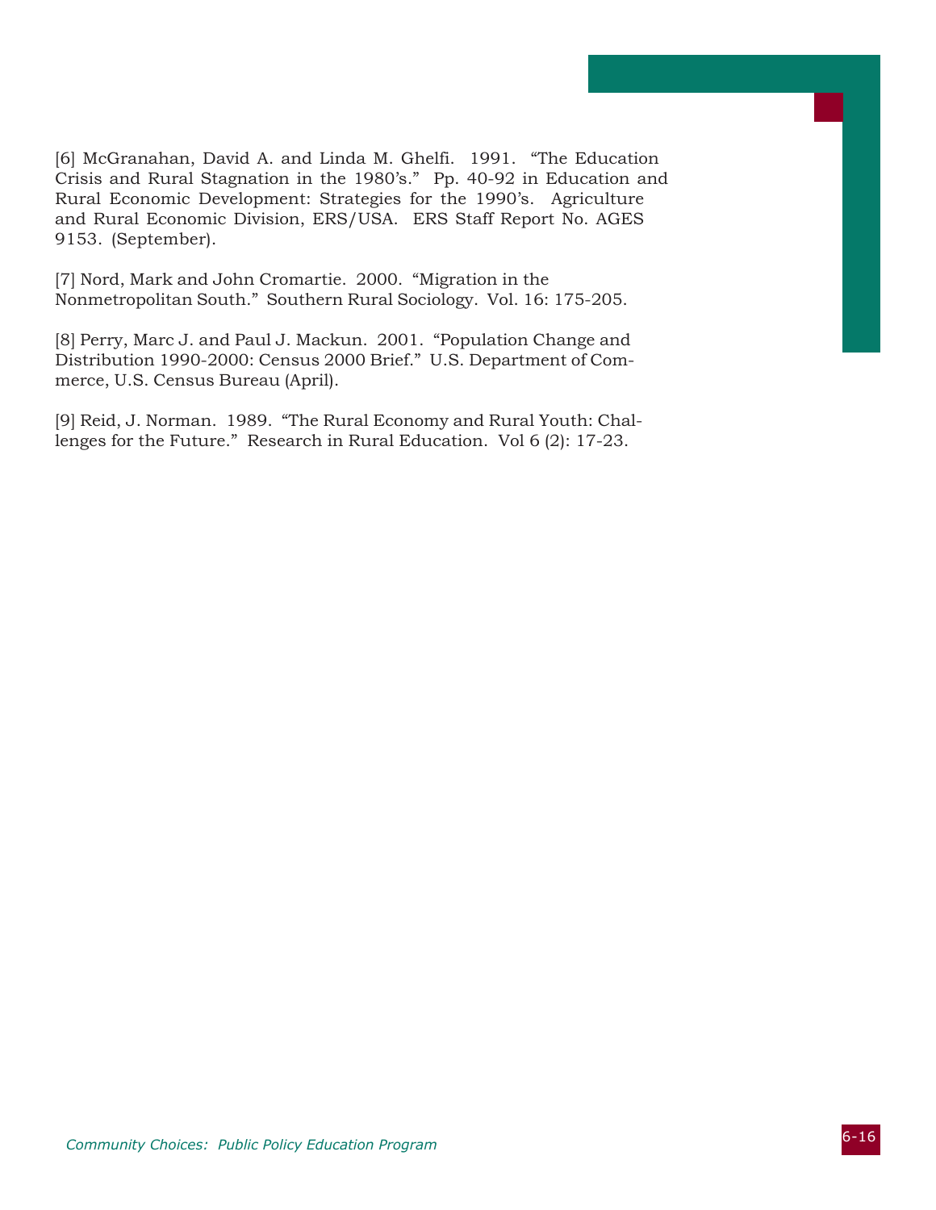[6] McGranahan, David A. and Linda M. Ghelfi. 1991. "The Education Crisis and Rural Stagnation in the 1980's." Pp. 40-92 in Education and Rural Economic Development: Strategies for the 1990's. Agriculture and Rural Economic Division, ERS/USA. ERS Staff Report No. AGES 9153. (September).

[7] Nord, Mark and John Cromartie. 2000. "Migration in the Nonmetropolitan South." Southern Rural Sociology. Vol. 16: 175-205.

[8] Perry, Marc J. and Paul J. Mackun. 2001. "Population Change and Distribution 1990-2000: Census 2000 Brief." U.S. Department of Commerce, U.S. Census Bureau (April).

[9] Reid, J. Norman. 1989. "The Rural Economy and Rural Youth: Challenges for the Future." Research in Rural Education. Vol 6 (2): 17-23.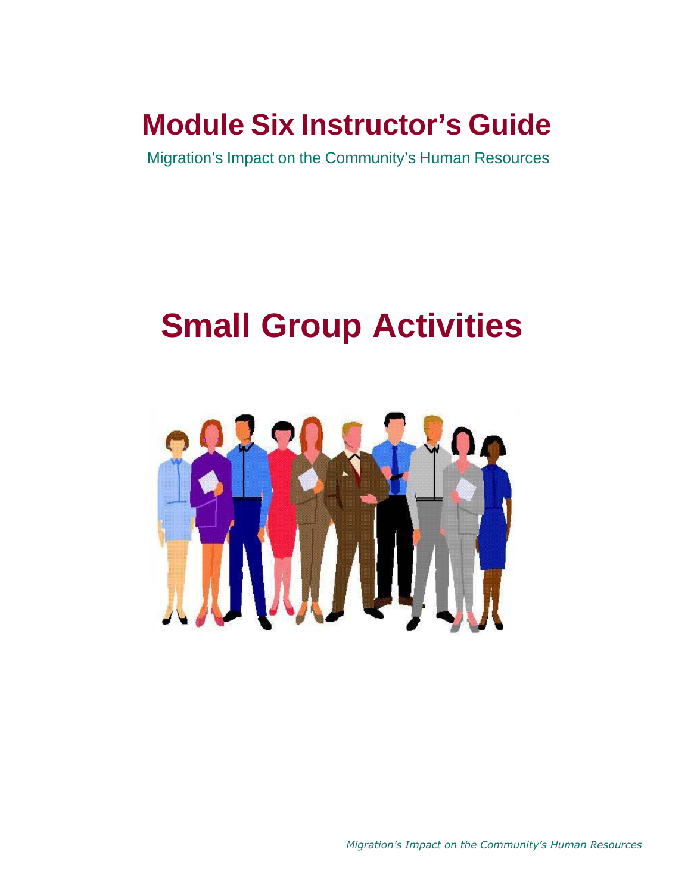# Module Six Instructor's Guide

Migration's Impact on the Community's Human Resources

# Small Group Activities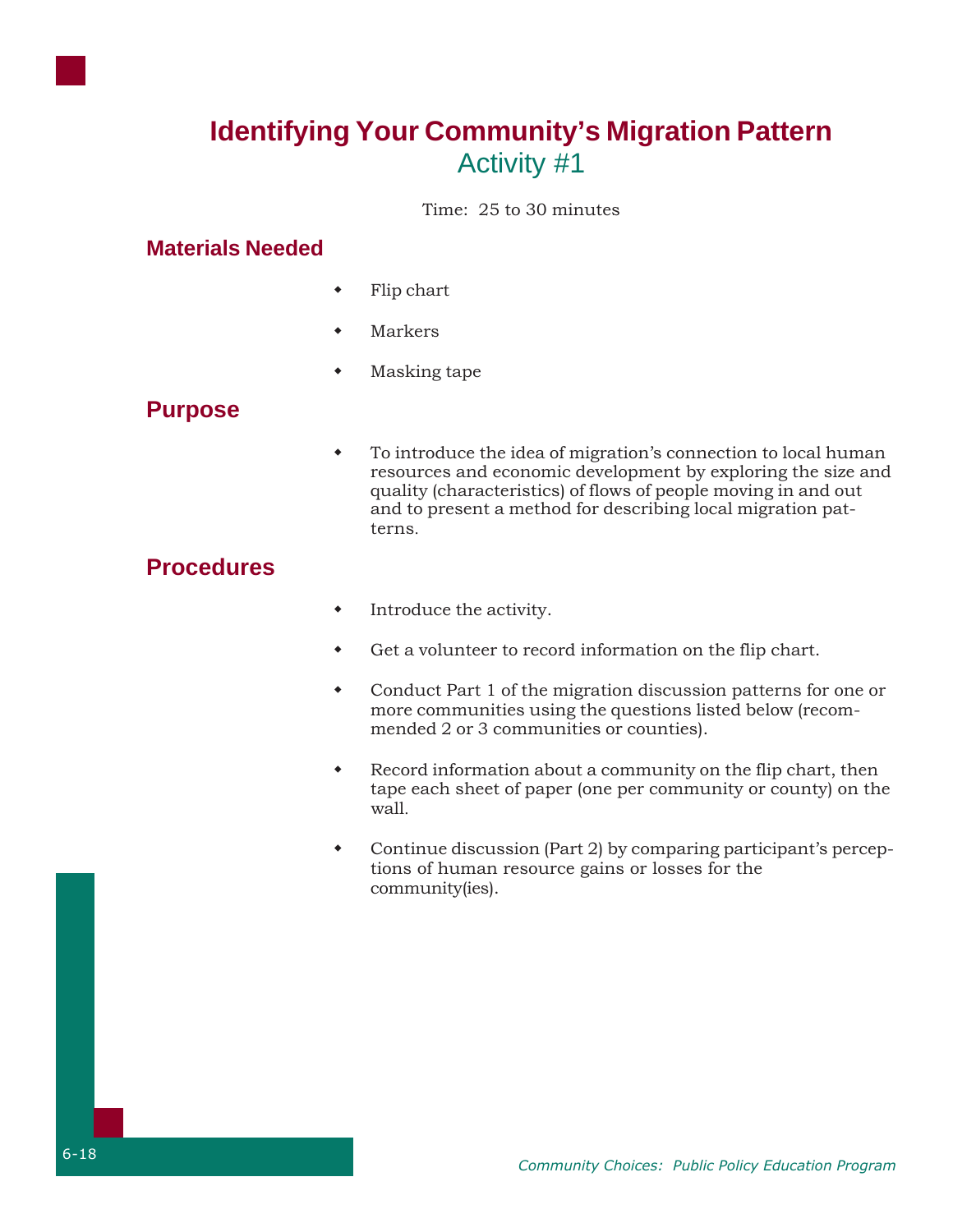# Identifying Your Community's Migration Pattern

## Activity #1

Time: 25 to 30 minutes

### Materials Needed

- Flip chart
- Markers
- Masking tape

### Purpose

- To introduce the idea of migration's connection to local human resources and economic development by exploring the size and quality (characteristics) of flows of people moving in and out and to present a method for describing local migration patterns.

### Procedures

- Introduce the activity.
- Get a volunteer to record information on the flip chart.
- Conduct Part 1 of the migration discussion patterns for one or more communities using the questions listed below (recommended 2 or 3 communities or counties).
- Record information about a community on the flip chart, then tape each sheet of paper (one per community or county) on the wall.
- Continue discussion (Part 2) by comparing participant's perceptions of human resource gains or losses for the community(ies).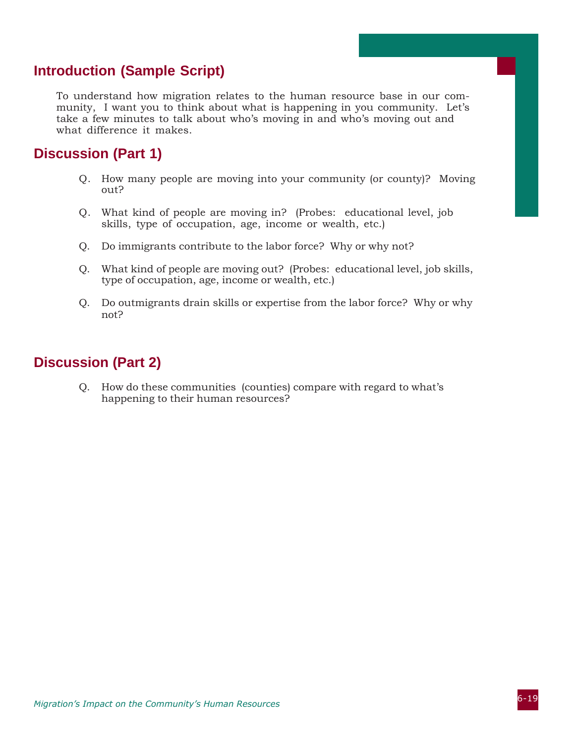## Introduction (Sample Script)

To understand how migration relates to the human resource base in our community, I want you to think about what is happening in you community. Let's take a few minutes to talk about who's moving in and who's moving out and what difference it makes.

## Discussion (Part 1)

Q. How many people are moving into your community (or county)? Moving out?

Q. What kind of people are moving in? (Probes: educational level, job skills, type of occupation, age, income or wealth, etc.)

Q. Do immigrants contribute to the labor force? Why or why not?

Q. What kind of people are moving out? (Probes: educational level, job skills, type of occupation, age, income or wealth, etc.)

Q. Do outmigrants drain skills or expertise from the labor force? Why or why not?

## Discussion (Part 2)

Q. How do these communities (counties) compare with regard to what's happening to their human resources?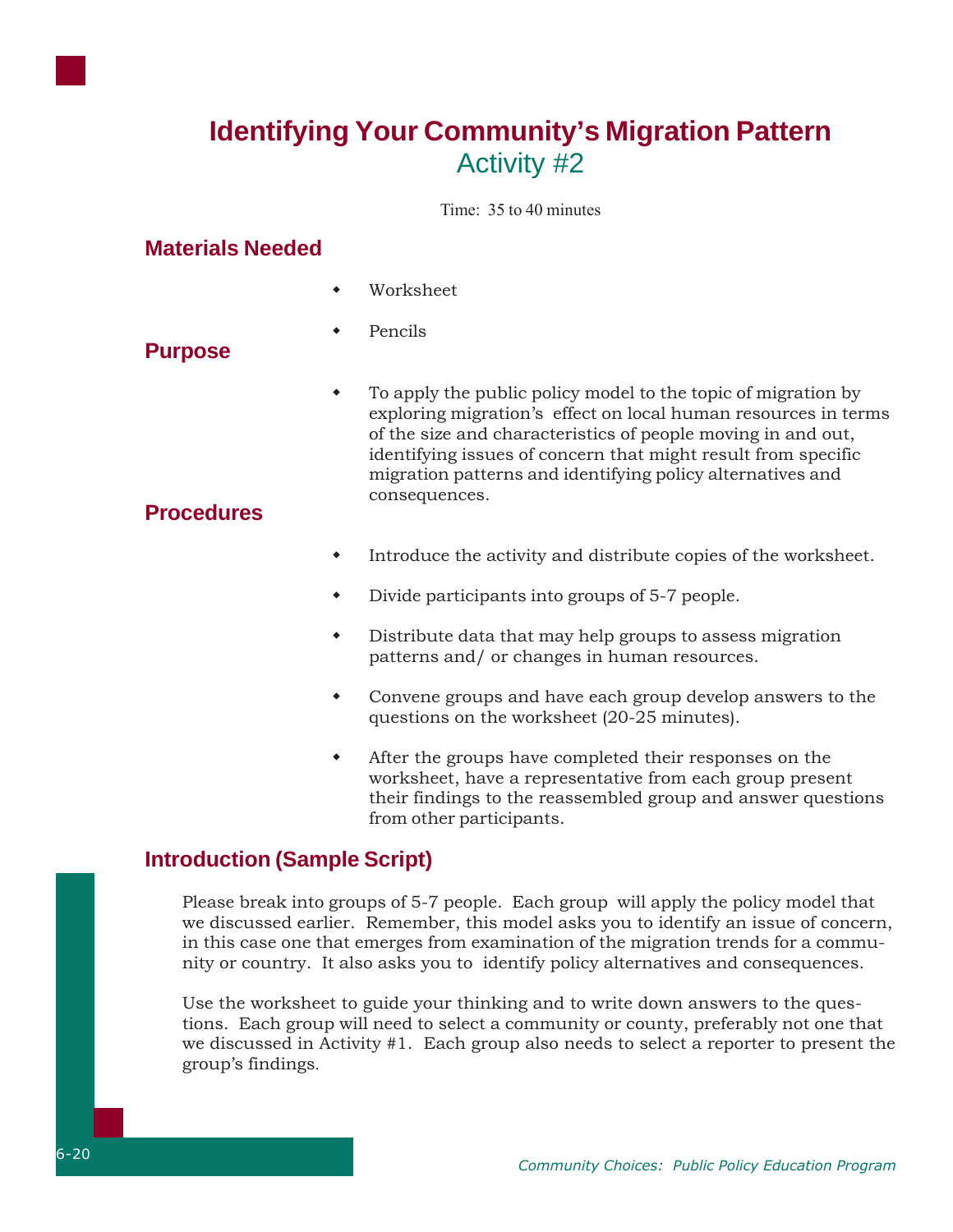# Identifying Your Community's Migration Pattern

## Activity #2

Time: 35 to 40 minutes

### Materials Needed

- Worksheet
- Pencils

### Purpose

- To apply the public policy model to the topic of migration by exploring migration's effect on local human resources in terms of the size and characteristics of people moving in and out, identifying issues of concern that might result from specific migration patterns and identifying policy alternatives and consequences.

### Procedures

- Introduce the activity and distribute copies of the worksheet.
- Divide participants into groups of 5-7 people.
- Distribute data that may help groups to assess migration patterns and/ or changes in human resources.
- Convene groups and have each group develop answers to the questions on the worksheet (20-25 minutes).
- After the groups have completed their responses on the worksheet, have a representative from each group present their findings to the reassembled group and answer questions from other participants.

### Introduction (Sample Script)

Please break into groups of 5-7 people. Each group will apply the policy model that we discussed earlier. Remember, this model asks you to identify an issue of concern, in this case one that emerges from examination of the migration trends for a community or country. It also asks you to identify policy alternatives and consequences.

Use the worksheet to guide your thinking and to write down answers to the questions. Each group will need to select a community or county, preferably not one that we discussed in Activity #1. Each group also needs to select a reporter to present the group's findings.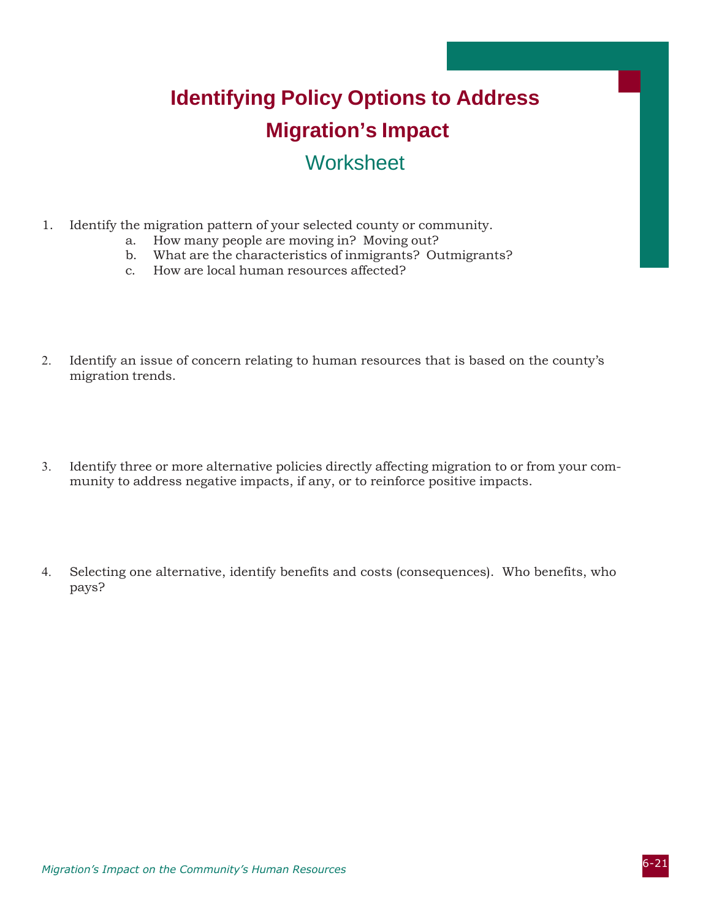# Identifying Policy Options to Address Migration's Impact

## Worksheet

1. Identify the migration pattern of your selected county or community.
   a. How many people are moving in? Moving out?
   b. What are the characteristics of inmigrants? Outmigrants?
   c. How are local human resources affected?

2. Identify an issue of concern relating to human resources that is based on the county's migration trends.

3. Identify three or more alternative policies directly affecting migration to or from your community to address negative impacts, if any, or to reinforce positive impacts.

4. Selecting one alternative, identify benefits and costs (consequences). Who benefits, who pays?